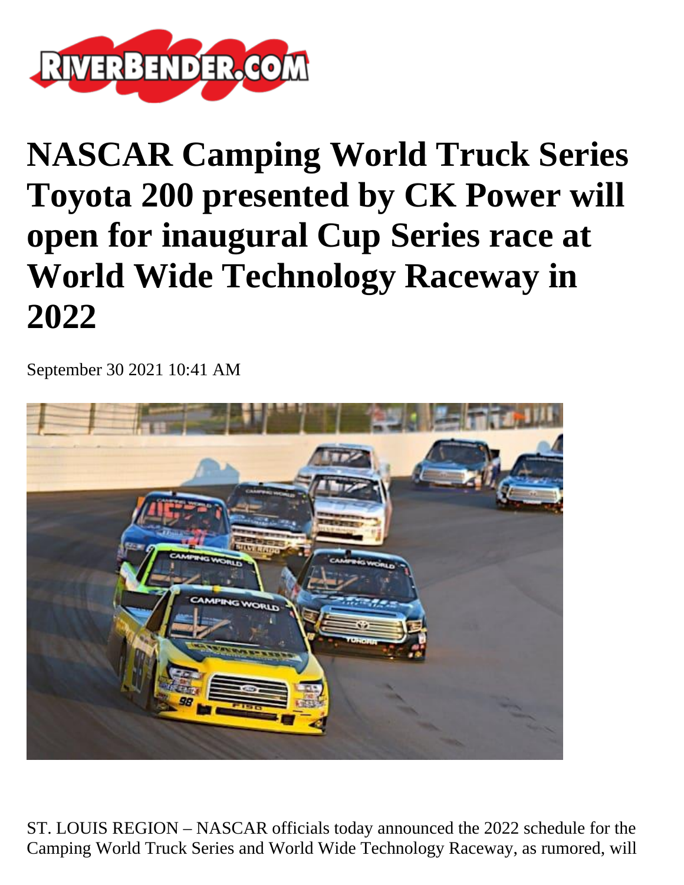# NASCAR Camping World Truck Series Toyota 200 presented by CK Power will open for inaugural Cup Series race at World Wide Technology Raceway in 2022

September 30 2021 10:41 AM

ST. LOUIS REGION – NASCAR officials today announced the 2022 schedule for the Camping World Truck Series and World Wide Technology Raceway, as rumored, will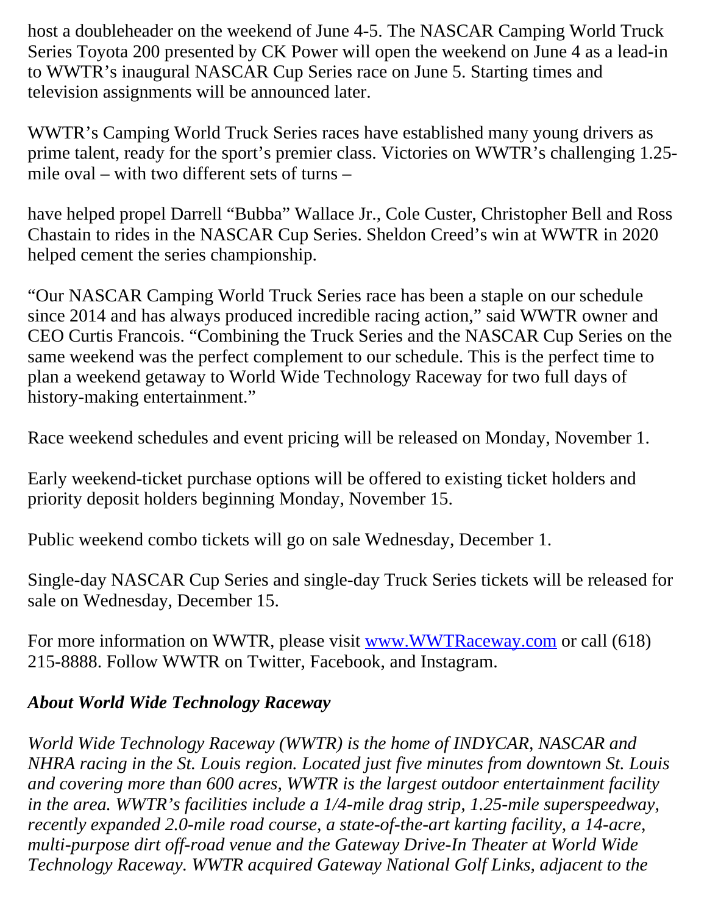host a doubleheader on the weekend of June 4-5. The NASCAR Camping World Truck Series Toyota 200 presented by CK Power will open the weekend on June 4 as a lead-in to WWTR's inaugural NASCAR Cup Series race on June 5. Starting times and television assignments will be announced later.

WWTR's Camping World Truck Series races have established many young drivers as prime talent, ready for the sport's premier class. Victories on WWTR's challenging 1.25-mile oval – with two different sets of turns –

have helped propel Darrell "Bubba" Wallace Jr., Cole Custer, Christopher Bell and Ross Chastain to rides in the NASCAR Cup Series. Sheldon Creed's win at WWTR in 2020 helped cement the series championship.

"Our NASCAR Camping World Truck Series race has been a staple on our schedule since 2014 and has always produced incredible racing action," said WWTR owner and CEO Curtis Francois. "Combining the Truck Series and the NASCAR Cup Series on the same weekend was the perfect complement to our schedule. This is the perfect time to plan a weekend getaway to World Wide Technology Raceway for two full days of history-making entertainment."

Race weekend schedules and event pricing will be released on Monday, November 1.

Early weekend-ticket purchase options will be offered to existing ticket holders and priority deposit holders beginning Monday, November 15.

Public weekend combo tickets will go on sale Wednesday, December 1.

Single-day NASCAR Cup Series and single-day Truck Series tickets will be released for sale on Wednesday, December 15.

For more information on WWTR, please visit [www.WWTRaceway.com](http://www.WWTRaceway.com) or call (618) 215-8888. Follow WWTR on Twitter, Facebook, and Instagram.

***About World Wide Technology Raceway***

*World Wide Technology Raceway (WWTR) is the home of INDYCAR, NASCAR and NHRA racing in the St. Louis region. Located just five minutes from downtown St. Louis and covering more than 600 acres, WWTR is the largest outdoor entertainment facility in the area. WWTR's facilities include a 1/4-mile drag strip, 1.25-mile superspeedway, recently expanded 2.0-mile road course, a state-of-the-art karting facility, a 14-acre, multi-purpose dirt off-road venue and the Gateway Drive-In Theater at World Wide Technology Raceway. WWTR acquired Gateway National Golf Links, adjacent to the*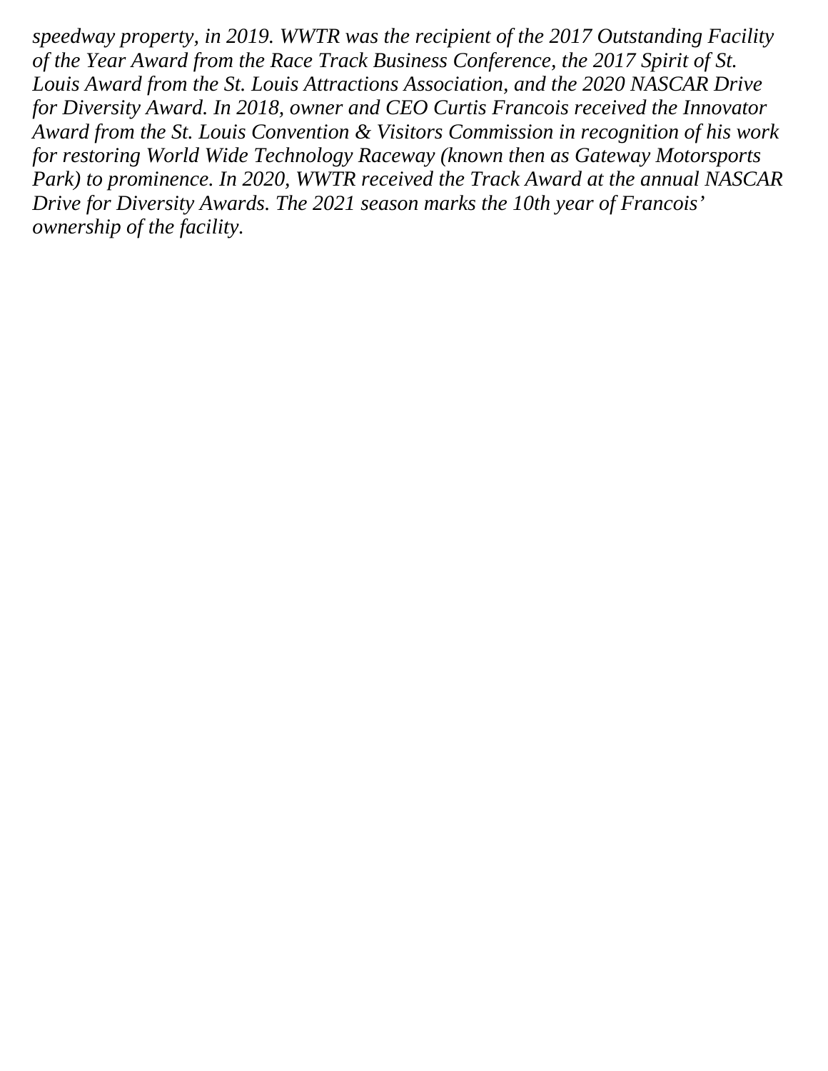*speedway property, in 2019. WWTR was the recipient of the 2017 Outstanding Facility of the Year Award from the Race Track Business Conference, the 2017 Spirit of St. Louis Award from the St. Louis Attractions Association, and the 2020 NASCAR Drive for Diversity Award. In 2018, owner and CEO Curtis Francois received the Innovator Award from the St. Louis Convention & Visitors Commission in recognition of his work for restoring World Wide Technology Raceway (known then as Gateway Motorsports Park) to prominence. In 2020, WWTR received the Track Award at the annual NASCAR Drive for Diversity Awards. The 2021 season marks the 10th year of Francois' ownership of the facility.*